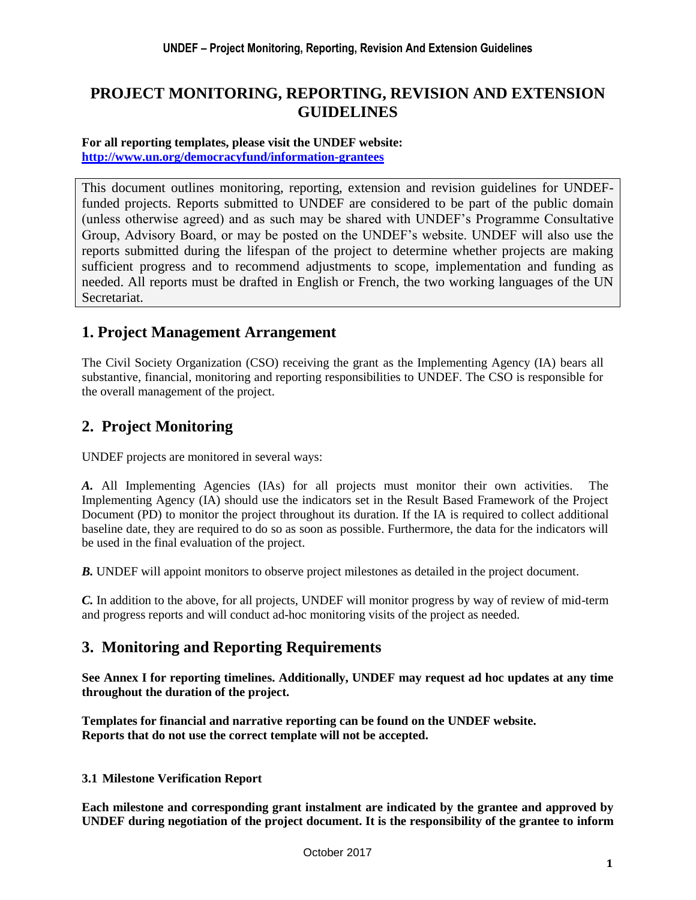# PROJECT MONITORING, REPORTING, REVISION AND EXTENSION GUIDELINES

**For all reporting templates, please visit the UNDEF website:**
**[http://www.un.org/democracyfund/information-grantees](http://www.un.org/democracyfund/information-grantees)**

This document outlines monitoring, reporting, extension and revision guidelines for UNDEF-funded projects. Reports submitted to UNDEF are considered to be part of the public domain (unless otherwise agreed) and as such may be shared with UNDEF's Programme Consultative Group, Advisory Board, or may be posted on the UNDEF's website. UNDEF will also use the reports submitted during the lifespan of the project to determine whether projects are making sufficient progress and to recommend adjustments to scope, implementation and funding as needed. All reports must be drafted in English or French, the two working languages of the UN Secretariat.

## 1. Project Management Arrangement

The Civil Society Organization (CSO) receiving the grant as the Implementing Agency (IA) bears all substantive, financial, monitoring and reporting responsibilities to UNDEF. The CSO is responsible for the overall management of the project.

## 2. Project Monitoring

UNDEF projects are monitored in several ways:

***A.*** All Implementing Agencies (IAs) for all projects must monitor their own activities. The Implementing Agency (IA) should use the indicators set in the Result Based Framework of the Project Document (PD) to monitor the project throughout its duration. If the IA is required to collect additional baseline date, they are required to do so as soon as possible. Furthermore, the data for the indicators will be used in the final evaluation of the project.

***B.*** UNDEF will appoint monitors to observe project milestones as detailed in the project document.

***C.*** In addition to the above, for all projects, UNDEF will monitor progress by way of review of mid-term and progress reports and will conduct ad-hoc monitoring visits of the project as needed.

## 3. Monitoring and Reporting Requirements

**See Annex I for reporting timelines. Additionally, UNDEF may request ad hoc updates at any time throughout the duration of the project.**

**Templates for financial and narrative reporting can be found on the UNDEF website.**
**Reports that do not use the correct template will not be accepted.**

### 3.1 Milestone Verification Report

**Each milestone and corresponding grant instalment are indicated by the grantee and approved by UNDEF during negotiation of the project document. It is the responsibility of the grantee to inform**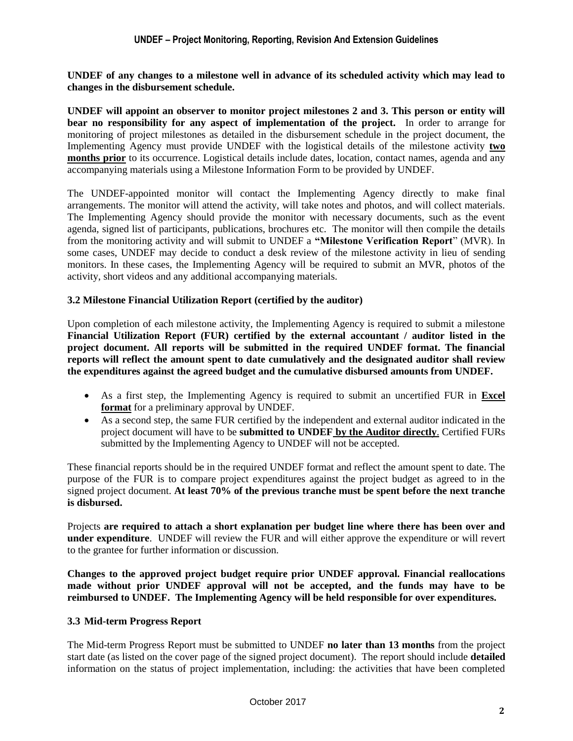**UNDEF of any changes to a milestone well in advance of its scheduled activity which may lead to changes in the disbursement schedule.**

**UNDEF will appoint an observer to monitor project milestones 2 and 3. This person or entity will bear no responsibility for any aspect of implementation of the project.** In order to arrange for monitoring of project milestones as detailed in the disbursement schedule in the project document, the Implementing Agency must provide UNDEF with the logistical details of the milestone activity **two months prior** to its occurrence. Logistical details include dates, location, contact names, agenda and any accompanying materials using a Milestone Information Form to be provided by UNDEF.

The UNDEF-appointed monitor will contact the Implementing Agency directly to make final arrangements. The monitor will attend the activity, will take notes and photos, and will collect materials. The Implementing Agency should provide the monitor with necessary documents, such as the event agenda, signed list of participants, publications, brochures etc. The monitor will then compile the details from the monitoring activity and will submit to UNDEF a **"Milestone Verification Report**" (MVR). In some cases, UNDEF may decide to conduct a desk review of the milestone activity in lieu of sending monitors. In these cases, the Implementing Agency will be required to submit an MVR, photos of the activity, short videos and any additional accompanying materials.

### 3.2 Milestone Financial Utilization Report (certified by the auditor)

Upon completion of each milestone activity, the Implementing Agency is required to submit a milestone **Financial Utilization Report (FUR) certified by the external accountant / auditor listed in the project document. All reports will be submitted in the required UNDEF format. The financial reports will reflect the amount spent to date cumulatively and the designated auditor shall review the expenditures against the agreed budget and the cumulative disbursed amounts from UNDEF.**

- As a first step, the Implementing Agency is required to submit an uncertified FUR in **Excel format** for a preliminary approval by UNDEF.
- As a second step, the same FUR certified by the independent and external auditor indicated in the project document will have to be **submitted to UNDEF by the Auditor directly**. Certified FURs submitted by the Implementing Agency to UNDEF will not be accepted.

These financial reports should be in the required UNDEF format and reflect the amount spent to date. The purpose of the FUR is to compare project expenditures against the project budget as agreed to in the signed project document. **At least 70% of the previous tranche must be spent before the next tranche is disbursed.**

Projects **are required to attach a short explanation per budget line where there has been over and under expenditure**. UNDEF will review the FUR and will either approve the expenditure or will revert to the grantee for further information or discussion.

**Changes to the approved project budget require prior UNDEF approval. Financial reallocations made without prior UNDEF approval will not be accepted, and the funds may have to be reimbursed to UNDEF. The Implementing Agency will be held responsible for over expenditures.**

### 3.3 Mid-term Progress Report

The Mid-term Progress Report must be submitted to UNDEF **no later than 13 months** from the project start date (as listed on the cover page of the signed project document). The report should include **detailed** information on the status of project implementation, including: the activities that have been completed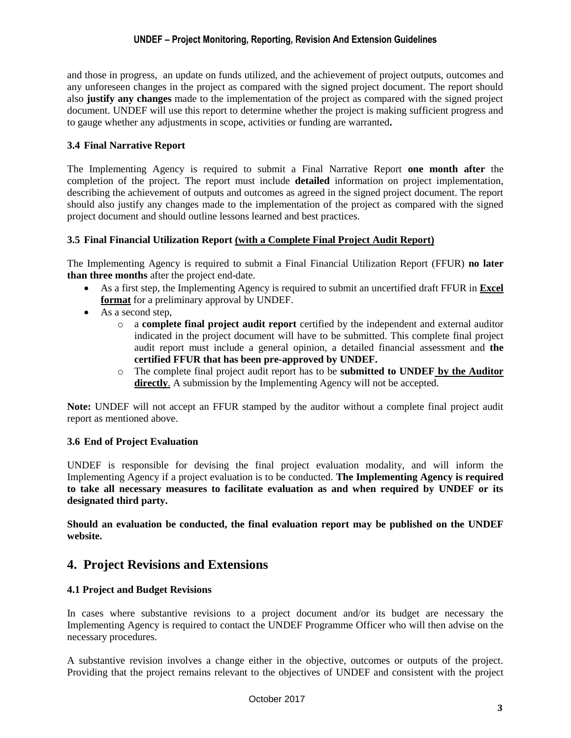and those in progress, an update on funds utilized, and the achievement of project outputs, outcomes and any unforeseen changes in the project as compared with the signed project document. The report should also **justify any changes** made to the implementation of the project as compared with the signed project document. UNDEF will use this report to determine whether the project is making sufficient progress and to gauge whether any adjustments in scope, activities or funding are warranted**.**

### 3.4 Final Narrative Report

The Implementing Agency is required to submit a Final Narrative Report **one month after** the completion of the project. The report must include **detailed** information on project implementation, describing the achievement of outputs and outcomes as agreed in the signed project document. The report should also justify any changes made to the implementation of the project as compared with the signed project document and should outline lessons learned and best practices.

### 3.5 Final Financial Utilization Report (with a Complete Final Project Audit Report)

The Implementing Agency is required to submit a Final Financial Utilization Report (FFUR) **no later than three months** after the project end-date.

- As a first step, the Implementing Agency is required to submit an uncertified draft FFUR in **Excel format** for a preliminary approval by UNDEF.
- As a second step,
  - a **complete final project audit report** certified by the independent and external auditor indicated in the project document will have to be submitted. This complete final project audit report must include a general opinion, a detailed financial assessment and **the certified FFUR that has been pre-approved by UNDEF.**
  - The complete final project audit report has to be **submitted to UNDEF by the Auditor directly**. A submission by the Implementing Agency will not be accepted.

**Note:** UNDEF will not accept an FFUR stamped by the auditor without a complete final project audit report as mentioned above.

### 3.6 End of Project Evaluation

UNDEF is responsible for devising the final project evaluation modality, and will inform the Implementing Agency if a project evaluation is to be conducted. **The Implementing Agency is required to take all necessary measures to facilitate evaluation as and when required by UNDEF or its designated third party.**

**Should an evaluation be conducted, the final evaluation report may be published on the UNDEF website.**

## 4. Project Revisions and Extensions

### 4.1 Project and Budget Revisions

In cases where substantive revisions to a project document and/or its budget are necessary the Implementing Agency is required to contact the UNDEF Programme Officer who will then advise on the necessary procedures.

A substantive revision involves a change either in the objective, outcomes or outputs of the project. Providing that the project remains relevant to the objectives of UNDEF and consistent with the project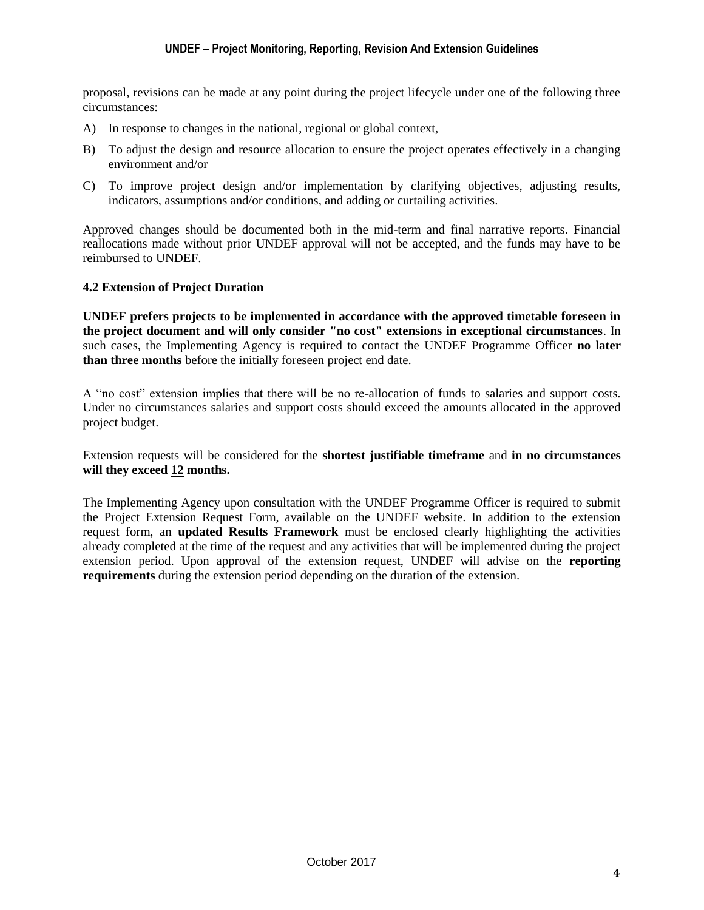proposal, revisions can be made at any point during the project lifecycle under one of the following three circumstances:

A) In response to changes in the national, regional or global context,

B) To adjust the design and resource allocation to ensure the project operates effectively in a changing environment and/or

C) To improve project design and/or implementation by clarifying objectives, adjusting results, indicators, assumptions and/or conditions, and adding or curtailing activities.

Approved changes should be documented both in the mid-term and final narrative reports. Financial reallocations made without prior UNDEF approval will not be accepted, and the funds may have to be reimbursed to UNDEF.

### 4.2 Extension of Project Duration

**UNDEF prefers projects to be implemented in accordance with the approved timetable foreseen in the project document and will only consider "no cost" extensions in exceptional circumstances**. In such cases, the Implementing Agency is required to contact the UNDEF Programme Officer **no later than three months** before the initially foreseen project end date.

A "no cost" extension implies that there will be no re-allocation of funds to salaries and support costs. Under no circumstances salaries and support costs should exceed the amounts allocated in the approved project budget.

Extension requests will be considered for the **shortest justifiable timeframe** and **in no circumstances will they exceed 12 months.**

The Implementing Agency upon consultation with the UNDEF Programme Officer is required to submit the Project Extension Request Form, available on the UNDEF website. In addition to the extension request form, an **updated Results Framework** must be enclosed clearly highlighting the activities already completed at the time of the request and any activities that will be implemented during the project extension period. Upon approval of the extension request, UNDEF will advise on the **reporting requirements** during the extension period depending on the duration of the extension.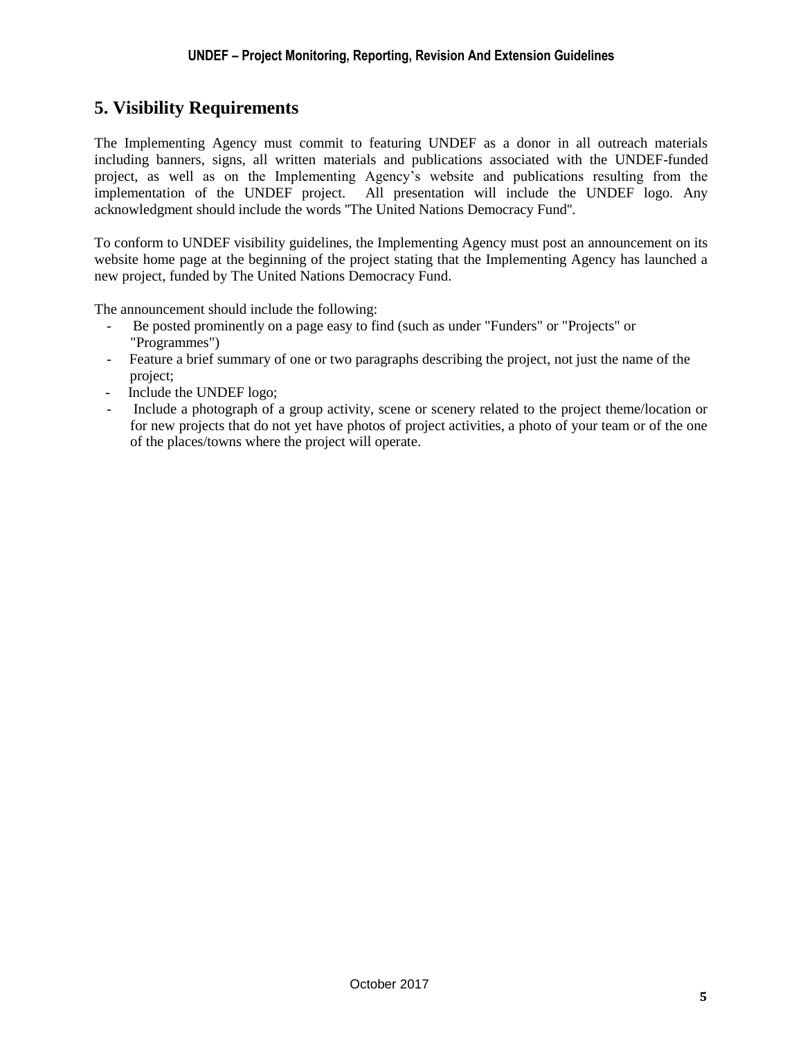## 5. Visibility Requirements

The Implementing Agency must commit to featuring UNDEF as a donor in all outreach materials including banners, signs, all written materials and publications associated with the UNDEF-funded project, as well as on the Implementing Agency's website and publications resulting from the implementation of the UNDEF project. All presentation will include the UNDEF logo. Any acknowledgment should include the words "The United Nations Democracy Fund".

To conform to UNDEF visibility guidelines, the Implementing Agency must post an announcement on its website home page at the beginning of the project stating that the Implementing Agency has launched a new project, funded by The United Nations Democracy Fund.

The announcement should include the following:

- Be posted prominently on a page easy to find (such as under "Funders" or "Projects" or "Programmes")
- Feature a brief summary of one or two paragraphs describing the project, not just the name of the project;
- Include the UNDEF logo;
- Include a photograph of a group activity, scene or scenery related to the project theme/location or for new projects that do not yet have photos of project activities, a photo of your team or of the one of the places/towns where the project will operate.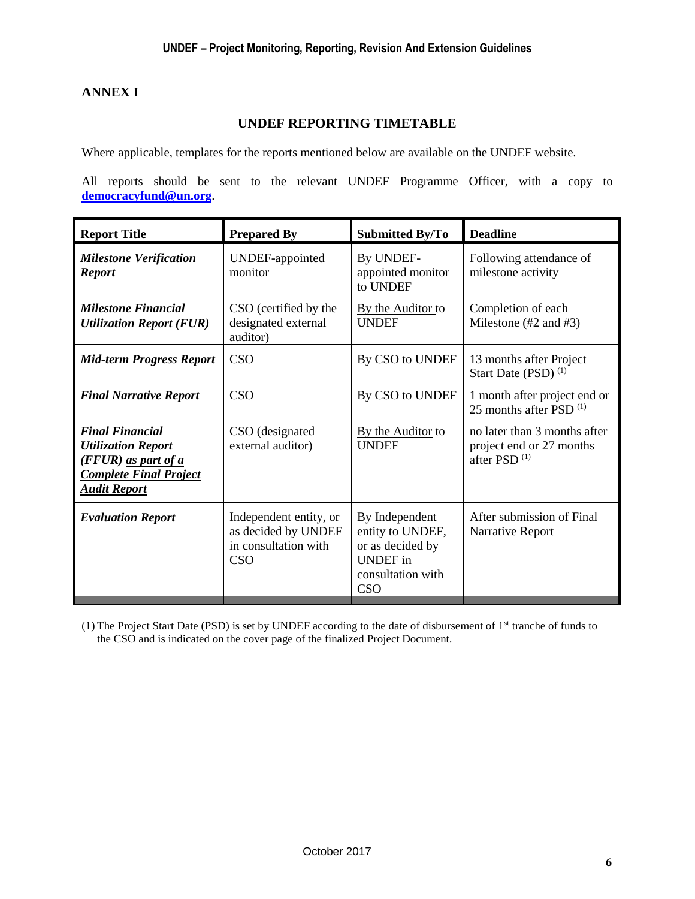## ANNEX I

### UNDEF REPORTING TIMETABLE

Where applicable, templates for the reports mentioned below are available on the UNDEF website.

All reports should be sent to the relevant UNDEF Programme Officer, with a copy to **democracyfund@un.org**.

| Report Title | Prepared By | Submitted By/To | Deadline |
|---|---|---|---|
| ***Milestone Verification Report*** | UNDEF-appointed monitor | By UNDEF-appointed monitor to UNDEF | Following attendance of milestone activity |
| ***Milestone Financial Utilization Report (FUR)*** | CSO (certified by the designated external auditor) | By the Auditor to UNDEF | Completion of each Milestone (#2 and #3) |
| ***Mid-term Progress Report*** | CSO | By CSO to UNDEF | 13 months after Project Start Date (PSD) [(1)] |
| ***Final Narrative Report*** | CSO | By CSO to UNDEF | 1 month after project end or 25 months after PSD [(1)] |
| ***Final Financial Utilization Report (FFUR) as part of a Complete Final Project Audit Report*** | CSO (designated external auditor) | By the Auditor to UNDEF | no later than 3 months after project end or 27 months after PSD [(1)] |
| ***Evaluation Report*** | Independent entity, or as decided by UNDEF in consultation with CSO | By Independent entity to UNDEF, or as decided by UNDEF in consultation with CSO | After submission of Final Narrative Report |

(1) The Project Start Date (PSD) is set by UNDEF according to the date of disbursement of 1st tranche of funds to the CSO and is indicated on the cover page of the finalized Project Document.